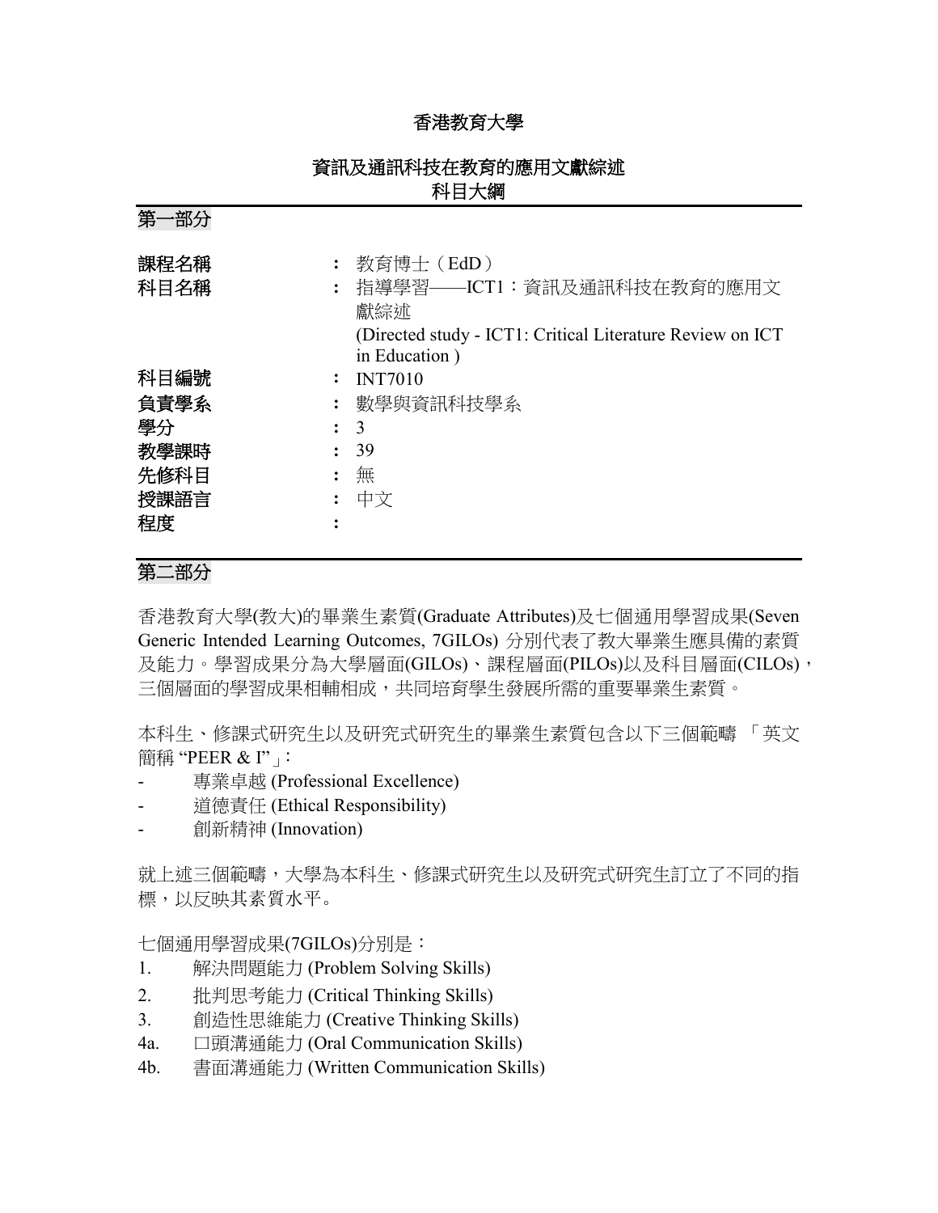# 香港教育大學

## 資訊及通訊科技在教育的應用文獻綜述
## 科目大綱

### 第一部分

| | | |
|---|---|---|
| 課程名稱 | : | 教育博士（EdD） |
| 科目名稱 | : | 指導學習——ICT1：資訊及通訊科技在教育的應用文獻綜述<br>(Directed study - ICT1: Critical Literature Review on ICT in Education ) |
| 科目編號 | : | INT7010 |
| 負責學系 | : | 數學與資訊科技學系 |
| 學分 | : | 3 |
| 教學課時 | : | 39 |
| 先修科目 | : | 無 |
| 授課語言 | : | 中文 |
| 程度 | : | |

### 第二部分

香港教育大學(教大)的畢業生素質(Graduate Attributes)及七個通用學習成果(Seven Generic Intended Learning Outcomes, 7GILOs) 分別代表了教大畢業生應具備的素質及能力。學習成果分為大學層面(GILOs)、課程層面(PILOs)以及科目層面(CILOs)，三個層面的學習成果相輔相成，共同培育學生發展所需的重要畢業生素質。

本科生、修課式研究生以及研究式研究生的畢業生素質包含以下三個範疇 「英文簡稱 "PEER & I"」：

- 專業卓越 (Professional Excellence)
- 道德責任 (Ethical Responsibility)
- 創新精神 (Innovation)

就上述三個範疇，大學為本科生、修課式研究生以及研究式研究生訂立了不同的指標，以反映其素質水平。

七個通用學習成果(7GILOs)分別是：

1. 解決問題能力 (Problem Solving Skills)
2. 批判思考能力 (Critical Thinking Skills)
3. 創造性思維能力 (Creative Thinking Skills)

4a. 口頭溝通能力 (Oral Communication Skills)

4b. 書面溝通能力 (Written Communication Skills)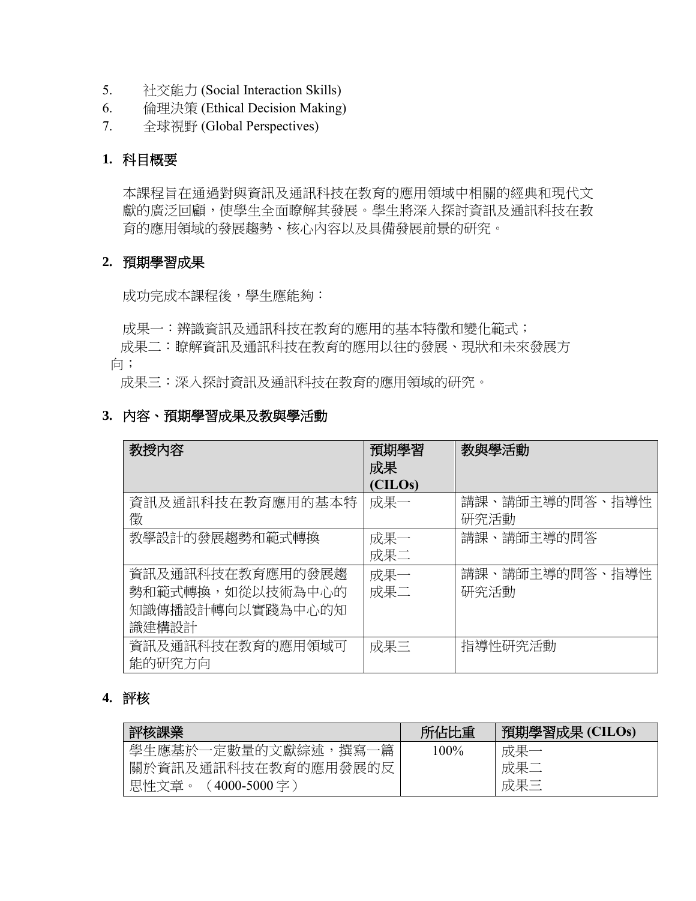5. 社交能力 (Social Interaction Skills)
6. 倫理決策 (Ethical Decision Making)
7. 全球視野 (Global Perspectives)

## 1. 科目概要

本課程旨在通過對與資訊及通訊科技在教育的應用領域中相關的經典和現代文獻的廣泛回顧，使學生全面瞭解其發展。學生將深入探討資訊及通訊科技在教育的應用領域的發展趨勢、核心內容以及具備發展前景的研究。

## 2. 預期學習成果

成功完成本課程後，學生應能夠：

成果一：辨識資訊及通訊科技在教育的應用的基本特徵和變化範式；
成果二：瞭解資訊及通訊科技在教育的應用以往的發展、現狀和未來發展方向；
成果三：深入探討資訊及通訊科技在教育的應用領域的研究。

## 3. 內容、預期學習成果及教與學活動

| 教授內容 | 預期學習成果 (CILOs) | 教與學活動 |
|---|---|---|
| 資訊及通訊科技在教育應用的基本特徵 | 成果一 | 講課、講師主導的問答、指導性研究活動 |
| 教學設計的發展趨勢和範式轉換 | 成果一<br>成果二 | 講課、講師主導的問答 |
| 資訊及通訊科技在教育應用的發展趨勢和範式轉換，如從以技術為中心的知識傳播設計轉向以實踐為中心的知識建構設計 | 成果一<br>成果二 | 講課、講師主導的問答、指導性研究活動 |
| 資訊及通訊科技在教育的應用領域可能的研究方向 | 成果三 | 指導性研究活動 |

## 4. 評核

| 評核課業 | 所佔比重 | 預期學習成果 (CILOs) |
|---|---|---|
| 學生應基於一定數量的文獻綜述，撰寫一篇關於資訊及通訊科技在教育的應用發展的反思性文章。（4000-5000 字） | 100% | 成果一<br>成果二<br>成果三 |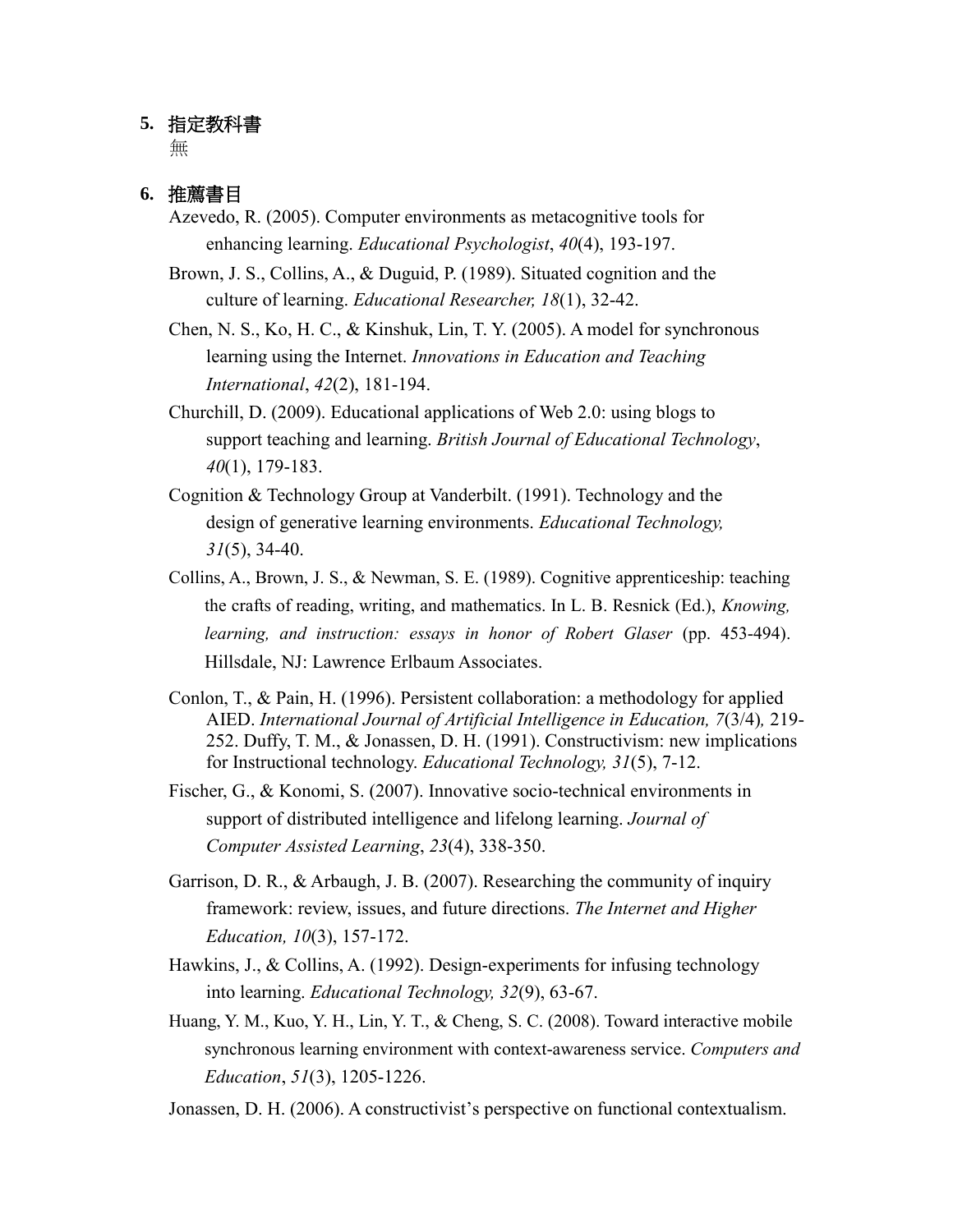## 5. 指定教科書

無

## 6. 推薦書目

Azevedo, R. (2005). Computer environments as metacognitive tools for enhancing learning. *Educational Psychologist*, *40*(4), 193-197.

Brown, J. S., Collins, A., & Duguid, P. (1989). Situated cognition and the culture of learning. *Educational Researcher, 18*(1), 32-42.

Chen, N. S., Ko, H. C., & Kinshuk, Lin, T. Y. (2005). A model for synchronous learning using the Internet. *Innovations in Education and Teaching International*, *42*(2), 181-194.

Churchill, D. (2009). Educational applications of Web 2.0: using blogs to support teaching and learning. *British Journal of Educational Technology*, *40*(1), 179-183.

Cognition & Technology Group at Vanderbilt. (1991). Technology and the design of generative learning environments. *Educational Technology, 31*(5), 34-40.

Collins, A., Brown, J. S., & Newman, S. E. (1989). Cognitive apprenticeship: teaching the crafts of reading, writing, and mathematics. In L. B. Resnick (Ed.), *Knowing, learning, and instruction: essays in honor of Robert Glaser* (pp. 453-494). Hillsdale, NJ: Lawrence Erlbaum Associates.

Conlon, T., & Pain, H. (1996). Persistent collaboration: a methodology for applied AIED. *International Journal of Artificial Intelligence in Education, 7*(3/4)*,* 219-252. Duffy, T. M., & Jonassen, D. H. (1991). Constructivism: new implications for Instructional technology. *Educational Technology, 31*(5), 7-12.

Fischer, G., & Konomi, S. (2007). Innovative socio-technical environments in support of distributed intelligence and lifelong learning. *Journal of Computer Assisted Learning*, *23*(4), 338-350.

Garrison, D. R., & Arbaugh, J. B. (2007). Researching the community of inquiry framework: review, issues, and future directions. *The Internet and Higher Education, 10*(3), 157-172.

Hawkins, J., & Collins, A. (1992). Design-experiments for infusing technology into learning. *Educational Technology, 32*(9), 63-67.

Huang, Y. M., Kuo, Y. H., Lin, Y. T., & Cheng, S. C. (2008). Toward interactive mobile synchronous learning environment with context-awareness service. *Computers and Education*, *51*(3), 1205-1226.

Jonassen, D. H. (2006). A constructivist's perspective on functional contextualism.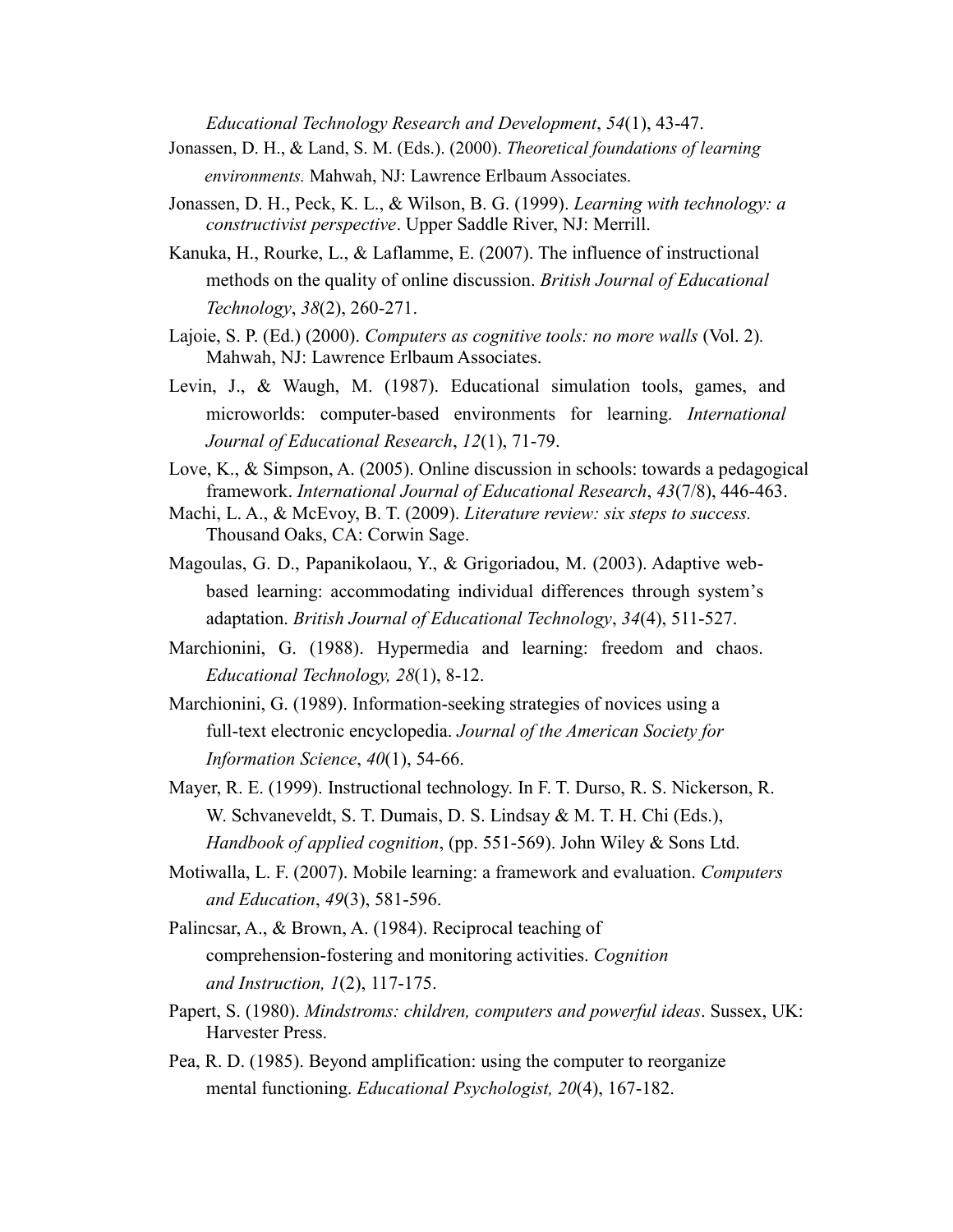*Educational Technology Research and Development*, *54*(1), 43-47.

Jonassen, D. H., & Land, S. M. (Eds.). (2000). *Theoretical foundations of learning environments.* Mahwah, NJ: Lawrence Erlbaum Associates.

Jonassen, D. H., Peck, K. L., & Wilson, B. G. (1999). *Learning with technology: a constructivist perspective*. Upper Saddle River, NJ: Merrill.

Kanuka, H., Rourke, L., & Laflamme, E. (2007). The influence of instructional methods on the quality of online discussion. *British Journal of Educational Technology*, *38*(2), 260-271.

Lajoie, S. P. (Ed.) (2000). *Computers as cognitive tools: no more walls* (Vol. 2). Mahwah, NJ: Lawrence Erlbaum Associates.

Levin, J., & Waugh, M. (1987). Educational simulation tools, games, and microworlds: computer-based environments for learning. *International Journal of Educational Research*, *12*(1), 71-79.

Love, K., & Simpson, A. (2005). Online discussion in schools: towards a pedagogical framework. *International Journal of Educational Research*, *43*(7/8), 446-463.

Machi, L. A., & McEvoy, B. T. (2009). *Literature review: six steps to success.* Thousand Oaks, CA: Corwin Sage.

Magoulas, G. D., Papanikolaou, Y., & Grigoriadou, M. (2003). Adaptive web-based learning: accommodating individual differences through system's adaptation. *British Journal of Educational Technology*, *34*(4), 511-527.

Marchionini, G. (1988). Hypermedia and learning: freedom and chaos. *Educational Technology, 28*(1), 8-12.

Marchionini, G. (1989). Information-seeking strategies of novices using a full-text electronic encyclopedia. *Journal of the American Society for Information Science*, *40*(1), 54-66.

Mayer, R. E. (1999). Instructional technology. In F. T. Durso, R. S. Nickerson, R. W. Schvaneveldt, S. T. Dumais, D. S. Lindsay & M. T. H. Chi (Eds.), *Handbook of applied cognition*, (pp. 551-569). John Wiley & Sons Ltd.

Motiwalla, L. F. (2007). Mobile learning: a framework and evaluation. *Computers and Education*, *49*(3), 581-596.

Palincsar, A., & Brown, A. (1984). Reciprocal teaching of comprehension-fostering and monitoring activities. *Cognition and Instruction, 1*(2), 117-175.

Papert, S. (1980). *Mindstroms: children, computers and powerful ideas*. Sussex, UK: Harvester Press.

Pea, R. D. (1985). Beyond amplification: using the computer to reorganize mental functioning. *Educational Psychologist, 20*(4), 167-182.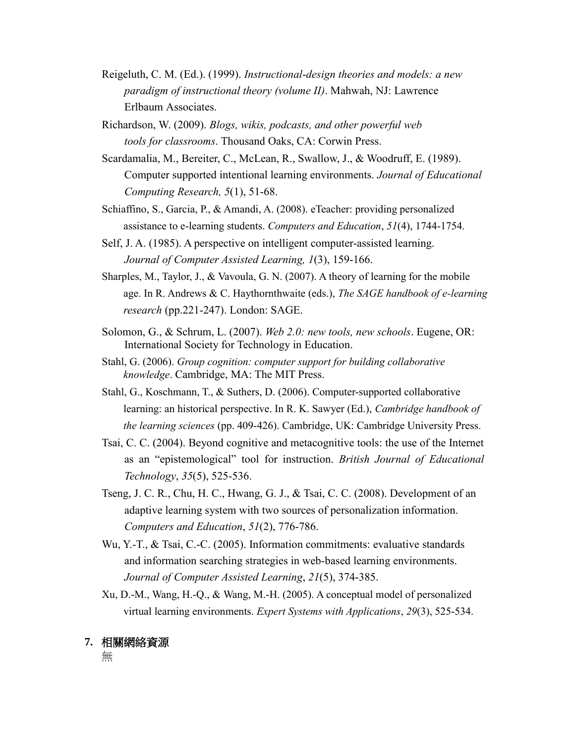Reigeluth, C. M. (Ed.). (1999). *Instructional-design theories and models: a new paradigm of instructional theory (volume II)*. Mahwah, NJ: Lawrence Erlbaum Associates.

Richardson, W. (2009). *Blogs, wikis, podcasts, and other powerful web tools for classrooms*. Thousand Oaks, CA: Corwin Press.

Scardamalia, M., Bereiter, C., McLean, R., Swallow, J., & Woodruff, E. (1989). Computer supported intentional learning environments. *Journal of Educational Computing Research, 5*(1), 51-68.

Schiaffino, S., Garcia, P., & Amandi, A. (2008). eTeacher: providing personalized assistance to e-learning students. *Computers and Education*, *51*(4), 1744-1754.

Self, J. A. (1985). A perspective on intelligent computer-assisted learning. *Journal of Computer Assisted Learning, 1*(3), 159-166.

Sharples, M., Taylor, J., & Vavoula, G. N. (2007). A theory of learning for the mobile age. In R. Andrews & C. Haythornthwaite (eds.), *The SAGE handbook of e-learning research* (pp.221-247). London: SAGE.

Solomon, G., & Schrum, L. (2007). *Web 2.0: new tools, new schools*. Eugene, OR: International Society for Technology in Education.

Stahl, G. (2006). *Group cognition: computer support for building collaborative knowledge*. Cambridge, MA: The MIT Press.

Stahl, G., Koschmann, T., & Suthers, D. (2006). Computer-supported collaborative learning: an historical perspective. In R. K. Sawyer (Ed.), *Cambridge handbook of the learning sciences* (pp. 409-426). Cambridge, UK: Cambridge University Press.

Tsai, C. C. (2004). Beyond cognitive and metacognitive tools: the use of the Internet as an "epistemological" tool for instruction. *British Journal of Educational Technology*, *35*(5), 525-536.

Tseng, J. C. R., Chu, H. C., Hwang, G. J., & Tsai, C. C. (2008). Development of an adaptive learning system with two sources of personalization information. *Computers and Education*, *51*(2), 776-786.

Wu, Y.-T., & Tsai, C.-C. (2005). Information commitments: evaluative standards and information searching strategies in web-based learning environments. *Journal of Computer Assisted Learning*, *21*(5), 374-385.

Xu, D.-M., Wang, H.-Q., & Wang, M.-H. (2005). A conceptual model of personalized virtual learning environments. *Expert Systems with Applications*, *29*(3), 525-534.

## 7. 相關網絡資源

無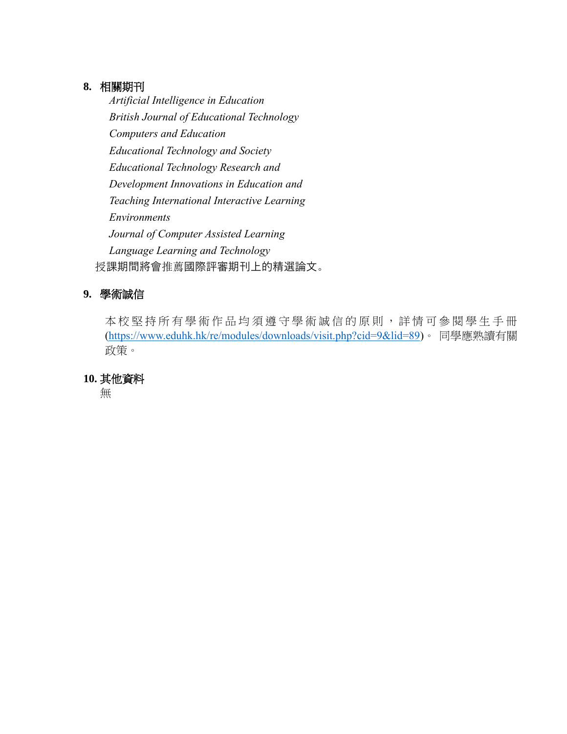## 8. 相關期刊

*Artificial Intelligence in Education*
*British Journal of Educational Technology*
*Computers and Education*
*Educational Technology and Society*
*Educational Technology Research and Development Innovations in Education and Teaching International Interactive Learning Environments*
*Journal of Computer Assisted Learning*
*Language Learning and Technology*

授課期間將會推薦國際評審期刊上的精選論文。

## 9. 學術誠信

本校堅持所有學術作品均須遵守學術誠信的原則，詳情可參閱學生手冊 (https://www.eduhk.hk/re/modules/downloads/visit.php?cid=9&lid=89)。 同學應熟讀有關政策。

## 10. 其他資料

無